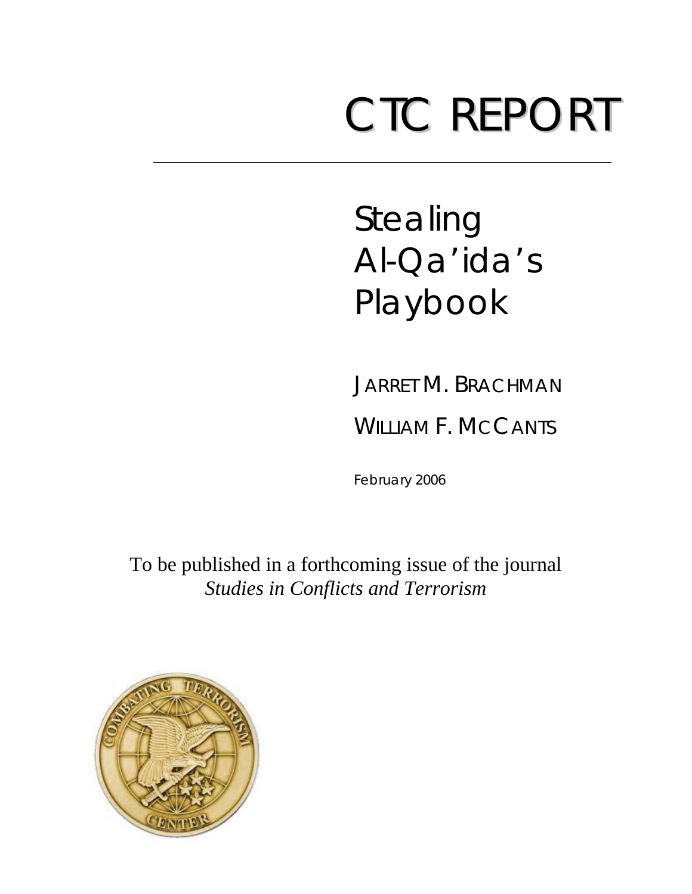# CTC REPORT

## Stealing Al-Qa'ida's Playbook

JARRET M. BRACHMAN

WILLIAM F. MCCANTS

February 2006

To be published in a forthcoming issue of the journal *Studies in Conflicts and Terrorism*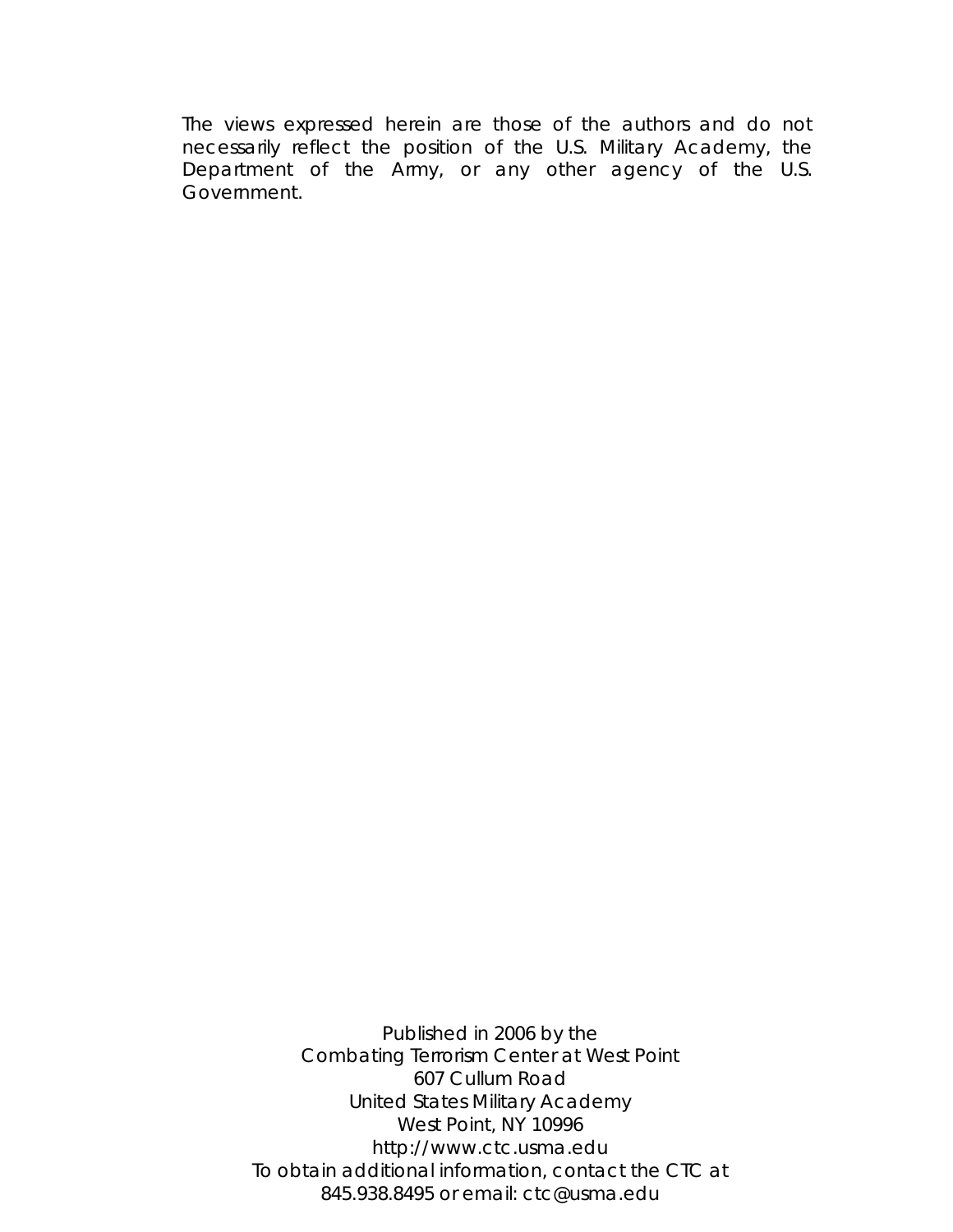The views expressed herein are those of the authors and do not necessarily reflect the position of the U.S. Military Academy, the Department of the Army, or any other agency of the U.S. Government.

Published in 2006 by the
Combating Terrorism Center at West Point
607 Cullum Road
United States Military Academy
West Point, NY 10996
http://www.ctc.usma.edu
To obtain additional information, contact the CTC at
845.938.8495 or email: ctc@usma.edu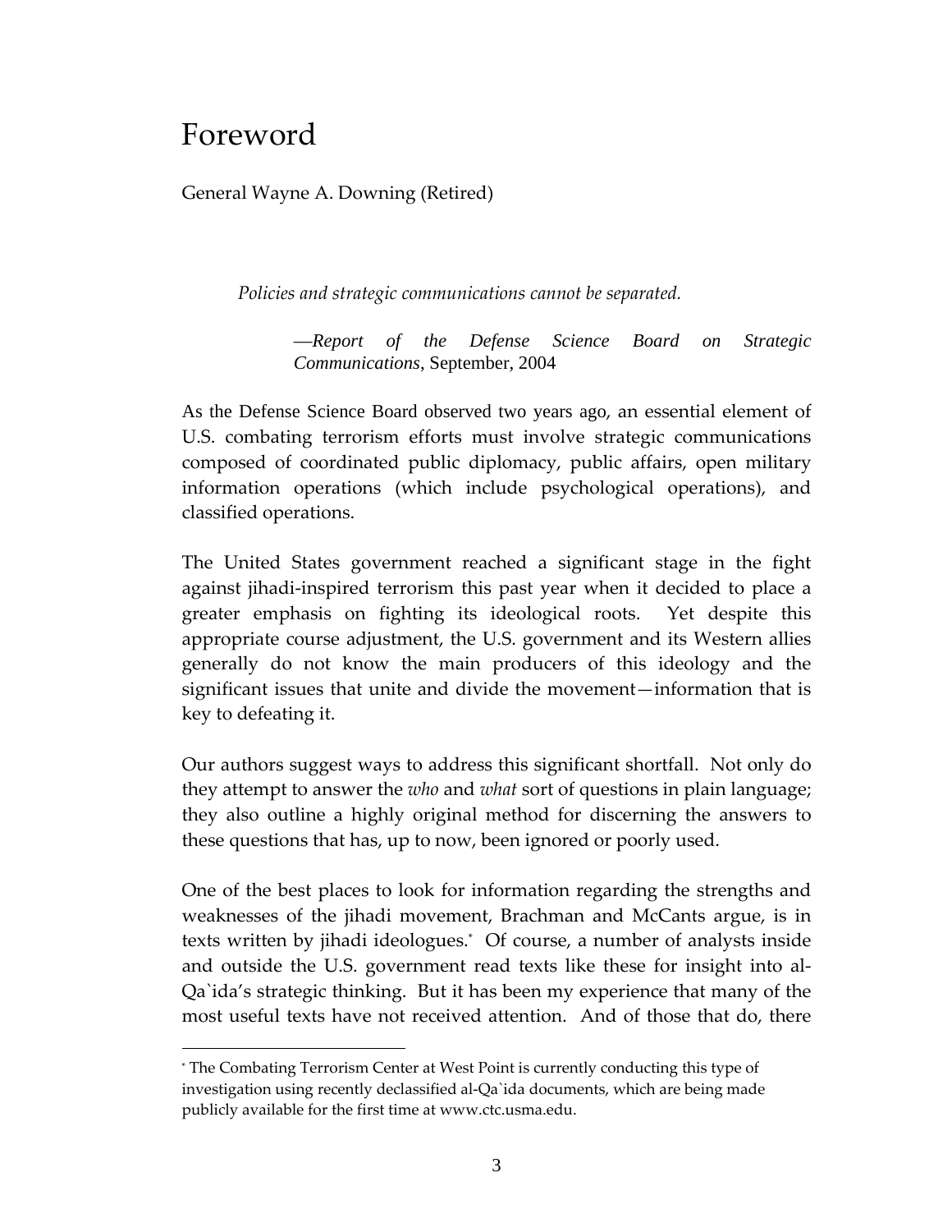# Foreword

General Wayne A. Downing (Retired)

> *Policies and strategic communications cannot be separated.*
>
> —*Report of the Defense Science Board on Strategic Communications*, September, 2004

As the Defense Science Board observed two years ago, an essential element of U.S. combating terrorism efforts must involve strategic communications composed of coordinated public diplomacy, public affairs, open military information operations (which include psychological operations), and classified operations.

The United States government reached a significant stage in the fight against jihadi-inspired terrorism this past year when it decided to place a greater emphasis on fighting its ideological roots. Yet despite this appropriate course adjustment, the U.S. government and its Western allies generally do not know the main producers of this ideology and the significant issues that unite and divide the movement—information that is key to defeating it.

Our authors suggest ways to address this significant shortfall. Not only do they attempt to answer the *who* and *what* sort of questions in plain language; they also outline a highly original method for discerning the answers to these questions that has, up to now, been ignored or poorly used.

One of the best places to look for information regarding the strengths and weaknesses of the jihadi movement, Brachman and McCants argue, is in texts written by jihadi ideologues.* Of course, a number of analysts inside and outside the U.S. government read texts like these for insight into al-Qa`ida's strategic thinking. But it has been my experience that many of the most useful texts have not received attention. And of those that do, there

---

* The Combating Terrorism Center at West Point is currently conducting this type of investigation using recently declassified al-Qa`ida documents, which are being made publicly available for the first time at www.ctc.usma.edu.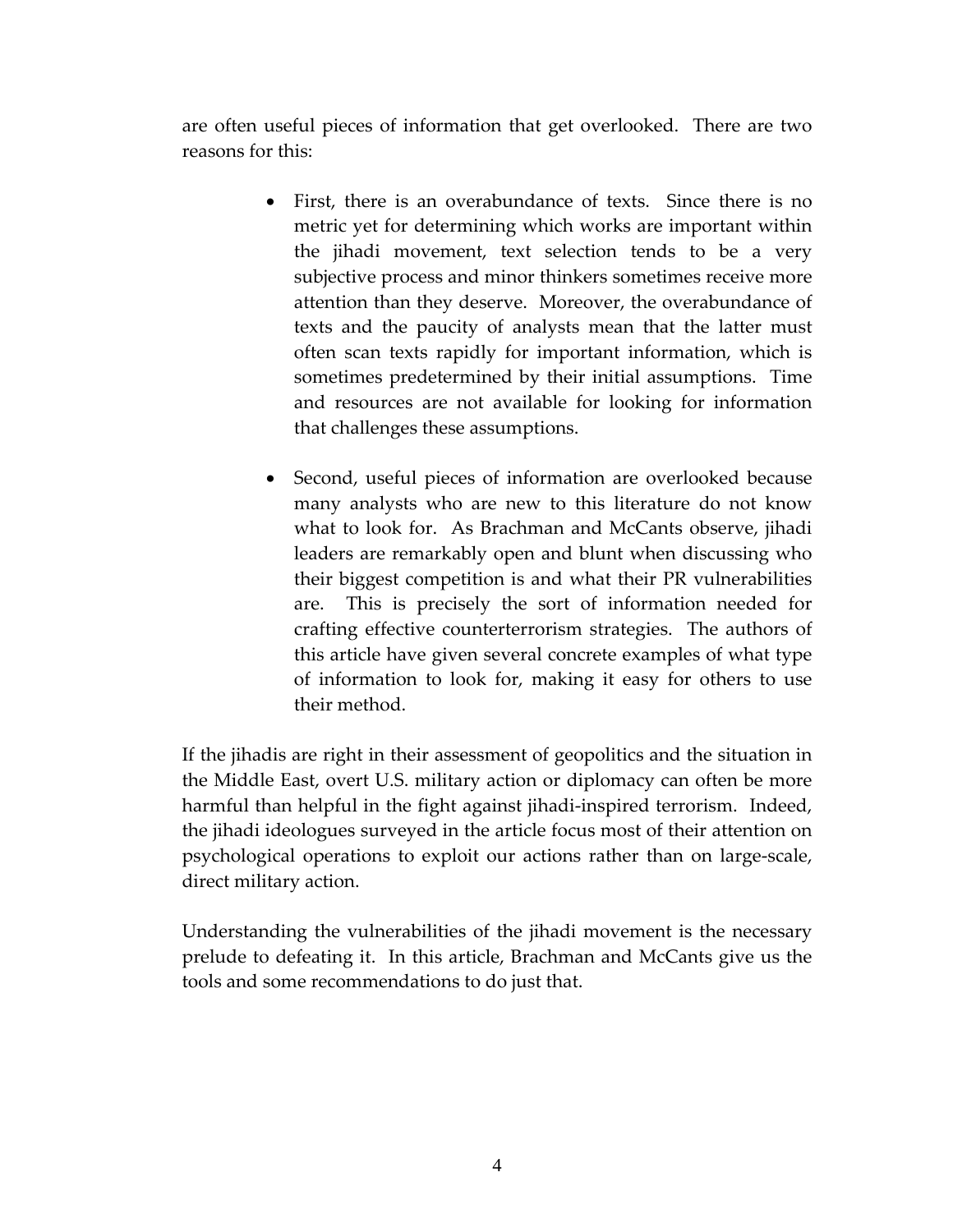are often useful pieces of information that get overlooked. There are two reasons for this:

- First, there is an overabundance of texts. Since there is no metric yet for determining which works are important within the jihadi movement, text selection tends to be a very subjective process and minor thinkers sometimes receive more attention than they deserve. Moreover, the overabundance of texts and the paucity of analysts mean that the latter must often scan texts rapidly for important information, which is sometimes predetermined by their initial assumptions. Time and resources are not available for looking for information that challenges these assumptions.

- Second, useful pieces of information are overlooked because many analysts who are new to this literature do not know what to look for. As Brachman and McCants observe, jihadi leaders are remarkably open and blunt when discussing who their biggest competition is and what their PR vulnerabilities are. This is precisely the sort of information needed for crafting effective counterterrorism strategies. The authors of this article have given several concrete examples of what type of information to look for, making it easy for others to use their method.

If the jihadis are right in their assessment of geopolitics and the situation in the Middle East, overt U.S. military action or diplomacy can often be more harmful than helpful in the fight against jihadi-inspired terrorism. Indeed, the jihadi ideologues surveyed in the article focus most of their attention on psychological operations to exploit our actions rather than on large-scale, direct military action.

Understanding the vulnerabilities of the jihadi movement is the necessary prelude to defeating it. In this article, Brachman and McCants give us the tools and some recommendations to do just that.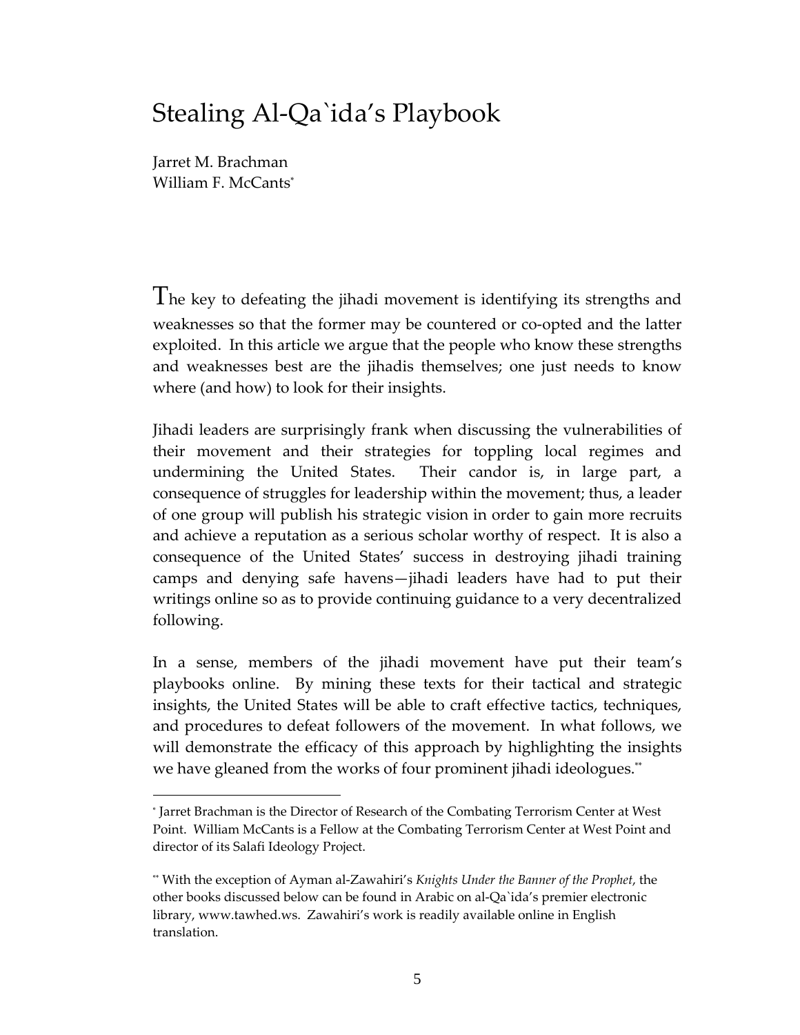# Stealing Al-Qa`ida's Playbook

Jarret M. Brachman
William F. McCants*

The key to defeating the jihadi movement is identifying its strengths and weaknesses so that the former may be countered or co-opted and the latter exploited. In this article we argue that the people who know these strengths and weaknesses best are the jihadis themselves; one just needs to know where (and how) to look for their insights.

Jihadi leaders are surprisingly frank when discussing the vulnerabilities of their movement and their strategies for toppling local regimes and undermining the United States. Their candor is, in large part, a consequence of struggles for leadership within the movement; thus, a leader of one group will publish his strategic vision in order to gain more recruits and achieve a reputation as a serious scholar worthy of respect. It is also a consequence of the United States' success in destroying jihadi training camps and denying safe havens—jihadi leaders have had to put their writings online so as to provide continuing guidance to a very decentralized following.

In a sense, members of the jihadi movement have put their team's playbooks online. By mining these texts for their tactical and strategic insights, the United States will be able to craft effective tactics, techniques, and procedures to defeat followers of the movement. In what follows, we will demonstrate the efficacy of this approach by highlighting the insights we have gleaned from the works of four prominent jihadi ideologues.**

---

* Jarret Brachman is the Director of Research of the Combating Terrorism Center at West Point. William McCants is a Fellow at the Combating Terrorism Center at West Point and director of its Salafi Ideology Project.

** With the exception of Ayman al-Zawahiri's *Knights Under the Banner of the Prophet*, the other books discussed below can be found in Arabic on al-Qa`ida's premier electronic library, www.tawhed.ws. Zawahiri's work is readily available online in English translation.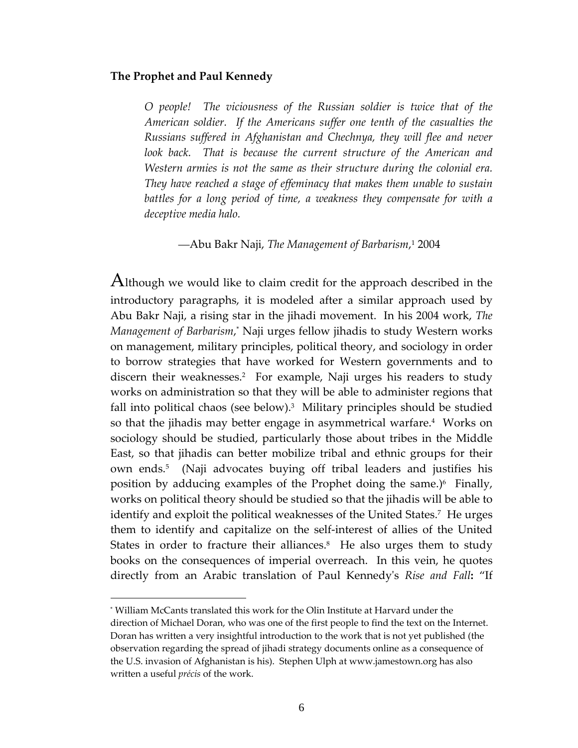**The Prophet and Paul Kennedy**

> *O people! The viciousness of the Russian soldier is twice that of the American soldier. If the Americans suffer one tenth of the casualties the Russians suffered in Afghanistan and Chechnya, they will flee and never look back. That is because the current structure of the American and Western armies is not the same as their structure during the colonial era. They have reached a stage of effeminacy that makes them unable to sustain battles for a long period of time, a weakness they compensate for with a deceptive media halo.*
>
> —Abu Bakr Naji, *The Management of Barbarism*,[1] 2004

Although we would like to claim credit for the approach described in the introductory paragraphs, it is modeled after a similar approach used by Abu Bakr Naji, a rising star in the jihadi movement. In his 2004 work, *The Management of Barbarism*,[*] Naji urges fellow jihadis to study Western works on management, military principles, political theory, and sociology in order to borrow strategies that have worked for Western governments and to discern their weaknesses.[2] For example, Naji urges his readers to study works on administration so that they will be able to administer regions that fall into political chaos (see below).[3] Military principles should be studied so that the jihadis may better engage in asymmetrical warfare.[4] Works on sociology should be studied, particularly those about tribes in the Middle East, so that jihadis can better mobilize tribal and ethnic groups for their own ends.[5] (Naji advocates buying off tribal leaders and justifies his position by adducing examples of the Prophet doing the same.)[6] Finally, works on political theory should be studied so that the jihadis will be able to identify and exploit the political weaknesses of the United States.[7] He urges them to identify and capitalize on the self-interest of allies of the United States in order to fracture their alliances.[8] He also urges them to study books on the consequences of imperial overreach. In this vein, he quotes directly from an Arabic translation of Paul Kennedy's *Rise and Fall*: "If

---

[*] William McCants translated this work for the Olin Institute at Harvard under the direction of Michael Doran, who was one of the first people to find the text on the Internet. Doran has written a very insightful introduction to the work that is not yet published (the observation regarding the spread of jihadi strategy documents online as a consequence of the U.S. invasion of Afghanistan is his). Stephen Ulph at www.jamestown.org has also written a useful *précis* of the work.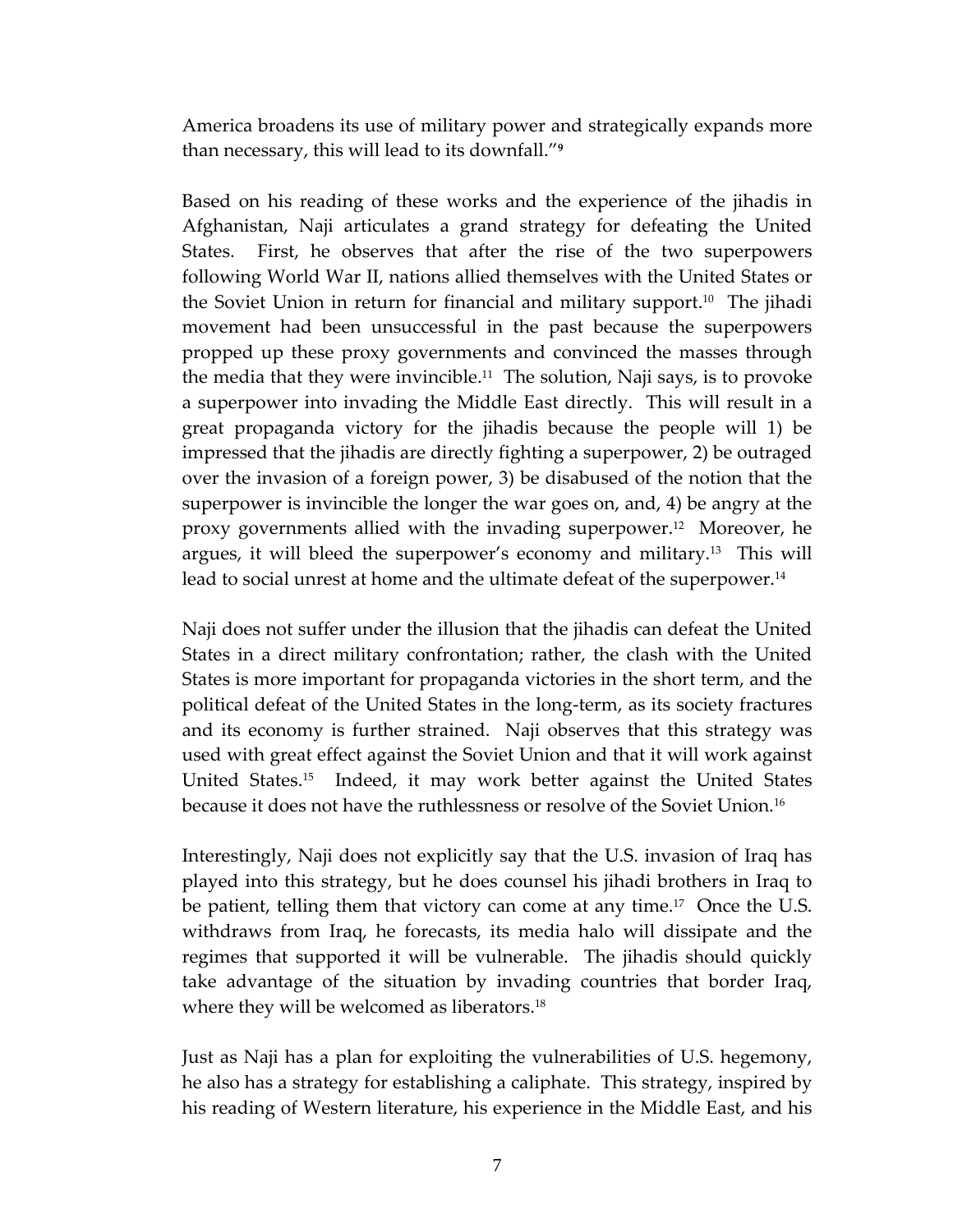America broadens its use of military power and strategically expands more than necessary, this will lead to its downfall."[9]

Based on his reading of these works and the experience of the jihadis in Afghanistan, Naji articulates a grand strategy for defeating the United States. First, he observes that after the rise of the two superpowers following World War II, nations allied themselves with the United States or the Soviet Union in return for financial and military support.[10] The jihadi movement had been unsuccessful in the past because the superpowers propped up these proxy governments and convinced the masses through the media that they were invincible.[11] The solution, Naji says, is to provoke a superpower into invading the Middle East directly. This will result in a great propaganda victory for the jihadis because the people will 1) be impressed that the jihadis are directly fighting a superpower, 2) be outraged over the invasion of a foreign power, 3) be disabused of the notion that the superpower is invincible the longer the war goes on, and, 4) be angry at the proxy governments allied with the invading superpower.[12] Moreover, he argues, it will bleed the superpower's economy and military.[13] This will lead to social unrest at home and the ultimate defeat of the superpower.[14]

Naji does not suffer under the illusion that the jihadis can defeat the United States in a direct military confrontation; rather, the clash with the United States is more important for propaganda victories in the short term, and the political defeat of the United States in the long-term, as its society fractures and its economy is further strained. Naji observes that this strategy was used with great effect against the Soviet Union and that it will work against United States.[15] Indeed, it may work better against the United States because it does not have the ruthlessness or resolve of the Soviet Union.[16]

Interestingly, Naji does not explicitly say that the U.S. invasion of Iraq has played into this strategy, but he does counsel his jihadi brothers in Iraq to be patient, telling them that victory can come at any time.[17] Once the U.S. withdraws from Iraq, he forecasts, its media halo will dissipate and the regimes that supported it will be vulnerable. The jihadis should quickly take advantage of the situation by invading countries that border Iraq, where they will be welcomed as liberators.[18]

Just as Naji has a plan for exploiting the vulnerabilities of U.S. hegemony, he also has a strategy for establishing a caliphate. This strategy, inspired by his reading of Western literature, his experience in the Middle East, and his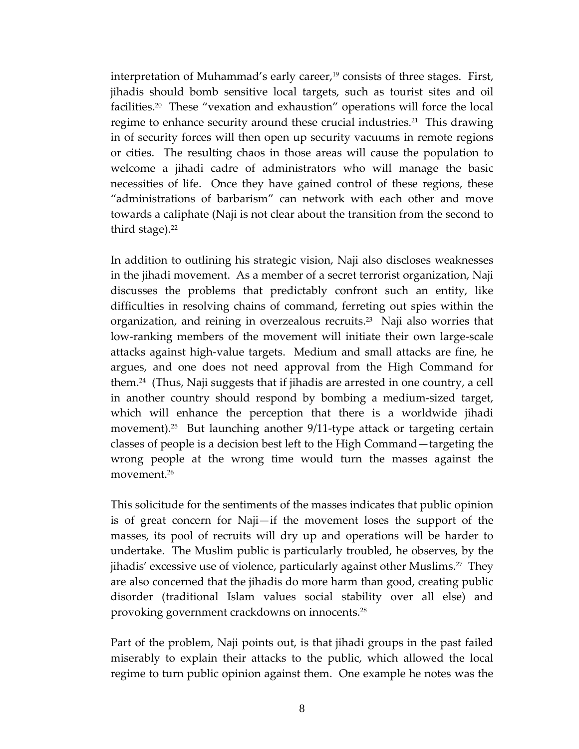interpretation of Muhammad's early career,[19] consists of three stages. First, jihadis should bomb sensitive local targets, such as tourist sites and oil facilities.[20] These "vexation and exhaustion" operations will force the local regime to enhance security around these crucial industries.[21] This drawing in of security forces will then open up security vacuums in remote regions or cities. The resulting chaos in those areas will cause the population to welcome a jihadi cadre of administrators who will manage the basic necessities of life. Once they have gained control of these regions, these "administrations of barbarism" can network with each other and move towards a caliphate (Naji is not clear about the transition from the second to third stage).[22]

In addition to outlining his strategic vision, Naji also discloses weaknesses in the jihadi movement. As a member of a secret terrorist organization, Naji discusses the problems that predictably confront such an entity, like difficulties in resolving chains of command, ferreting out spies within the organization, and reining in overzealous recruits.[23] Naji also worries that low-ranking members of the movement will initiate their own large-scale attacks against high-value targets. Medium and small attacks are fine, he argues, and one does not need approval from the High Command for them.[24] (Thus, Naji suggests that if jihadis are arrested in one country, a cell in another country should respond by bombing a medium-sized target, which will enhance the perception that there is a worldwide jihadi movement).[25] But launching another 9/11-type attack or targeting certain classes of people is a decision best left to the High Command—targeting the wrong people at the wrong time would turn the masses against the movement.[26]

This solicitude for the sentiments of the masses indicates that public opinion is of great concern for Naji—if the movement loses the support of the masses, its pool of recruits will dry up and operations will be harder to undertake. The Muslim public is particularly troubled, he observes, by the jihadis' excessive use of violence, particularly against other Muslims.[27] They are also concerned that the jihadis do more harm than good, creating public disorder (traditional Islam values social stability over all else) and provoking government crackdowns on innocents.[28]

Part of the problem, Naji points out, is that jihadi groups in the past failed miserably to explain their attacks to the public, which allowed the local regime to turn public opinion against them. One example he notes was the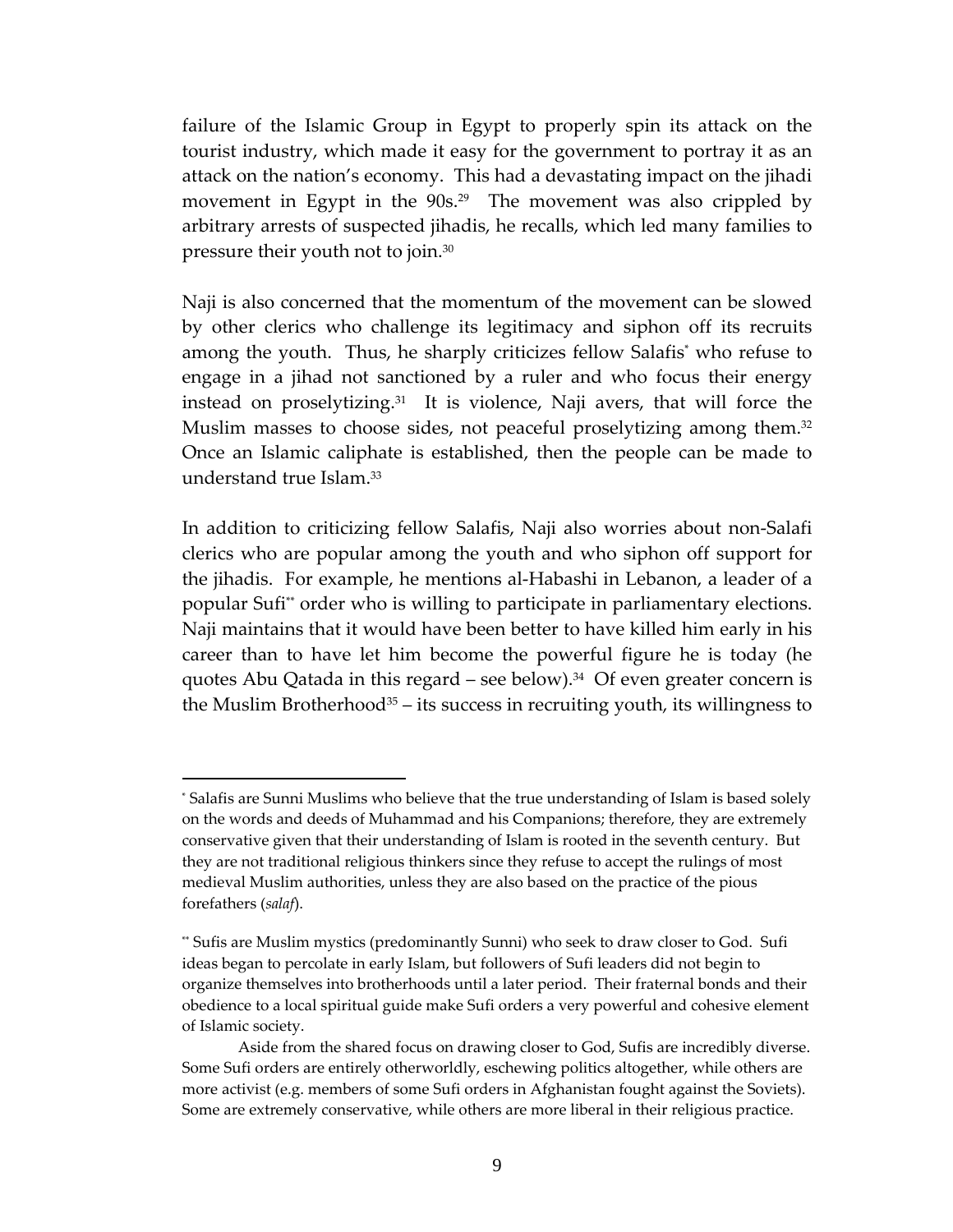failure of the Islamic Group in Egypt to properly spin its attack on the tourist industry, which made it easy for the government to portray it as an attack on the nation's economy. This had a devastating impact on the jihadi movement in Egypt in the 90s.[29] The movement was also crippled by arbitrary arrests of suspected jihadis, he recalls, which led many families to pressure their youth not to join.[30]

Naji is also concerned that the momentum of the movement can be slowed by other clerics who challenge its legitimacy and siphon off its recruits among the youth. Thus, he sharply criticizes fellow Salafis* who refuse to engage in a jihad not sanctioned by a ruler and who focus their energy instead on proselytizing.[31] It is violence, Naji avers, that will force the Muslim masses to choose sides, not peaceful proselytizing among them.[32] Once an Islamic caliphate is established, then the people can be made to understand true Islam.[33]

In addition to criticizing fellow Salafis, Naji also worries about non-Salafi clerics who are popular among the youth and who siphon off support for the jihadis. For example, he mentions al-Habashi in Lebanon, a leader of a popular Sufi** order who is willing to participate in parliamentary elections. Naji maintains that it would have been better to have killed him early in his career than to have let him become the powerful figure he is today (he quotes Abu Qatada in this regard – see below).[34] Of even greater concern is the Muslim Brotherhood[35] – its success in recruiting youth, its willingness to

---

* Salafis are Sunni Muslims who believe that the true understanding of Islam is based solely on the words and deeds of Muhammad and his Companions; therefore, they are extremely conservative given that their understanding of Islam is rooted in the seventh century. But they are not traditional religious thinkers since they refuse to accept the rulings of most medieval Muslim authorities, unless they are also based on the practice of the pious forefathers (*salaf*).

** Sufis are Muslim mystics (predominantly Sunni) who seek to draw closer to God. Sufi ideas began to percolate in early Islam, but followers of Sufi leaders did not begin to organize themselves into brotherhoods until a later period. Their fraternal bonds and their obedience to a local spiritual guide make Sufi orders a very powerful and cohesive element of Islamic society.

Aside from the shared focus on drawing closer to God, Sufis are incredibly diverse. Some Sufi orders are entirely otherworldly, eschewing politics altogether, while others are more activist (e.g. members of some Sufi orders in Afghanistan fought against the Soviets). Some are extremely conservative, while others are more liberal in their religious practice.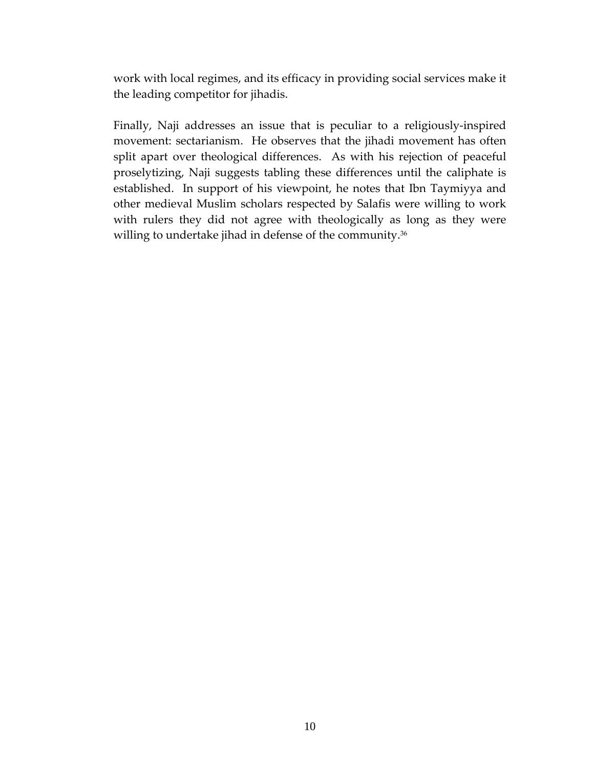work with local regimes, and its efficacy in providing social services make it the leading competitor for jihadis.

Finally, Naji addresses an issue that is peculiar to a religiously-inspired movement: sectarianism. He observes that the jihadi movement has often split apart over theological differences. As with his rejection of peaceful proselytizing, Naji suggests tabling these differences until the caliphate is established. In support of his viewpoint, he notes that Ibn Taymiyya and other medieval Muslim scholars respected by Salafis were willing to work with rulers they did not agree with theologically as long as they were willing to undertake jihad in defense of the community.[36]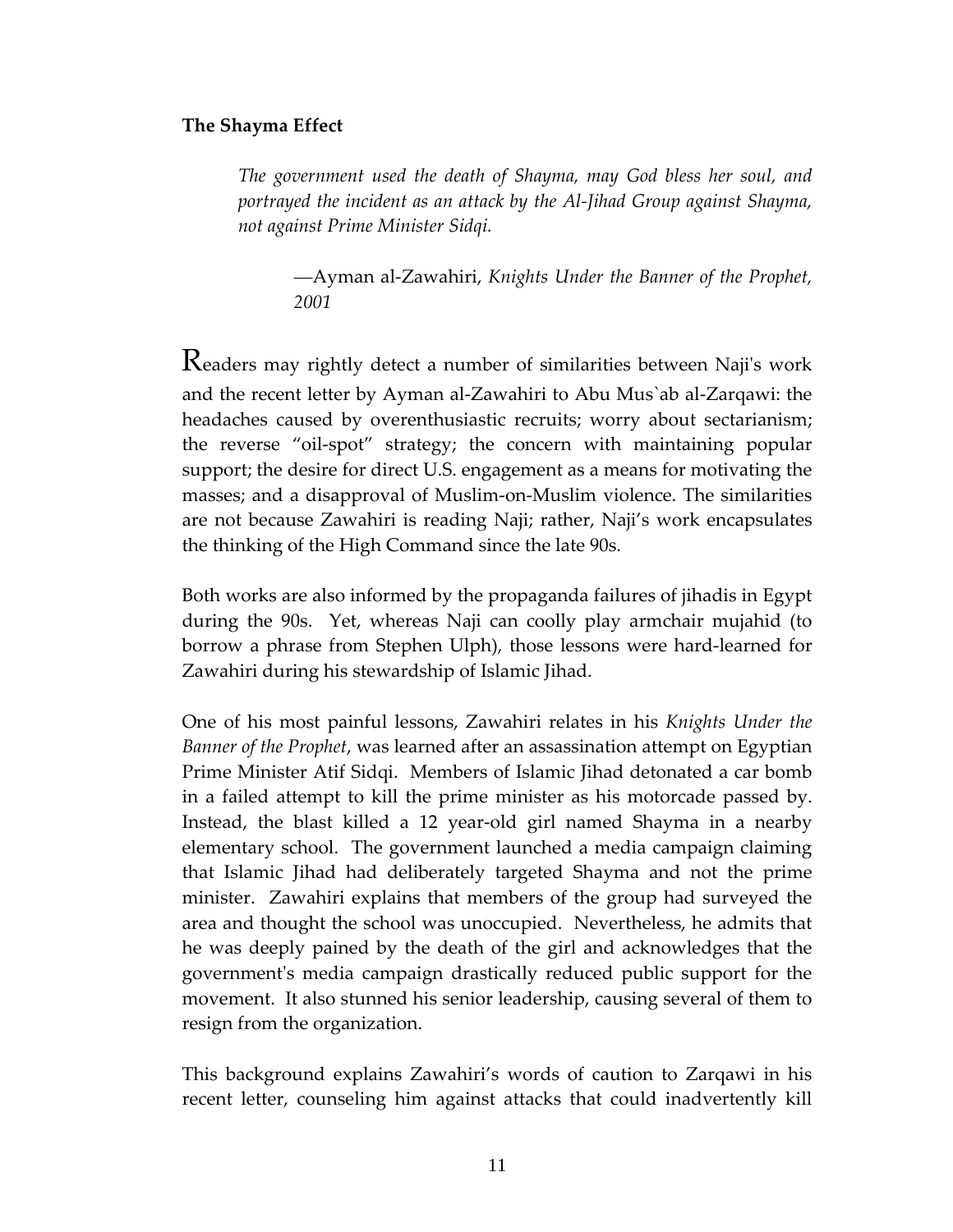**The Shayma Effect**

> *The government used the death of Shayma, may God bless her soul, and portrayed the incident as an attack by the Al-Jihad Group against Shayma, not against Prime Minister Sidqi.*
>
> —Ayman al-Zawahiri, *Knights Under the Banner of the Prophet, 2001*

Readers may rightly detect a number of similarities between Naji's work and the recent letter by Ayman al-Zawahiri to Abu Mus`ab al-Zarqawi: the headaches caused by overenthusiastic recruits; worry about sectarianism; the reverse "oil-spot" strategy; the concern with maintaining popular support; the desire for direct U.S. engagement as a means for motivating the masses; and a disapproval of Muslim-on-Muslim violence. The similarities are not because Zawahiri is reading Naji; rather, Naji's work encapsulates the thinking of the High Command since the late 90s.

Both works are also informed by the propaganda failures of jihadis in Egypt during the 90s. Yet, whereas Naji can coolly play armchair mujahid (to borrow a phrase from Stephen Ulph), those lessons were hard-learned for Zawahiri during his stewardship of Islamic Jihad.

One of his most painful lessons, Zawahiri relates in his *Knights Under the Banner of the Prophet*, was learned after an assassination attempt on Egyptian Prime Minister Atif Sidqi. Members of Islamic Jihad detonated a car bomb in a failed attempt to kill the prime minister as his motorcade passed by. Instead, the blast killed a 12 year-old girl named Shayma in a nearby elementary school. The government launched a media campaign claiming that Islamic Jihad had deliberately targeted Shayma and not the prime minister. Zawahiri explains that members of the group had surveyed the area and thought the school was unoccupied. Nevertheless, he admits that he was deeply pained by the death of the girl and acknowledges that the government's media campaign drastically reduced public support for the movement. It also stunned his senior leadership, causing several of them to resign from the organization.

This background explains Zawahiri's words of caution to Zarqawi in his recent letter, counseling him against attacks that could inadvertently kill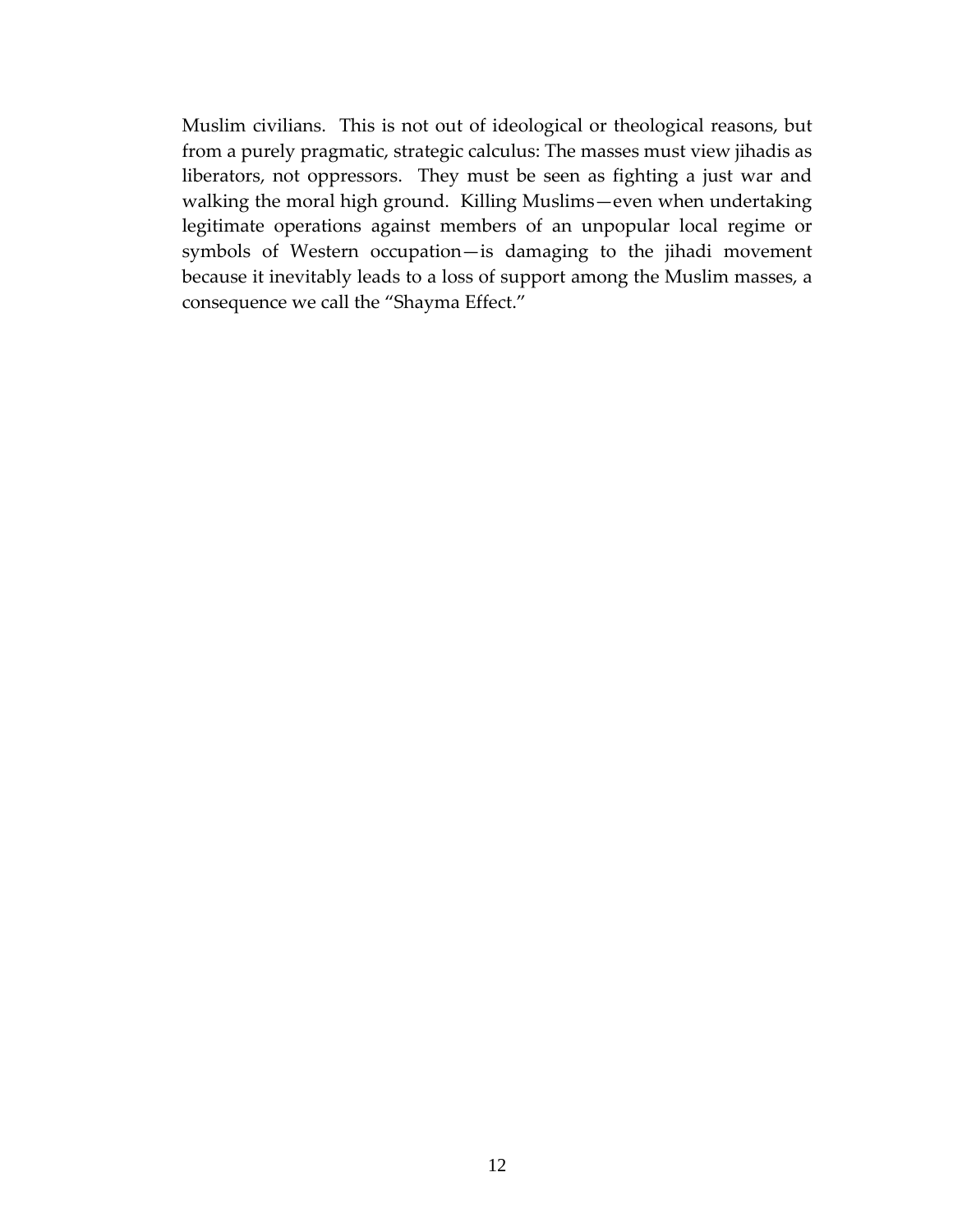Muslim civilians. This is not out of ideological or theological reasons, but from a purely pragmatic, strategic calculus: The masses must view jihadis as liberators, not oppressors. They must be seen as fighting a just war and walking the moral high ground. Killing Muslims—even when undertaking legitimate operations against members of an unpopular local regime or symbols of Western occupation—is damaging to the jihadi movement because it inevitably leads to a loss of support among the Muslim masses, a consequence we call the "Shayma Effect."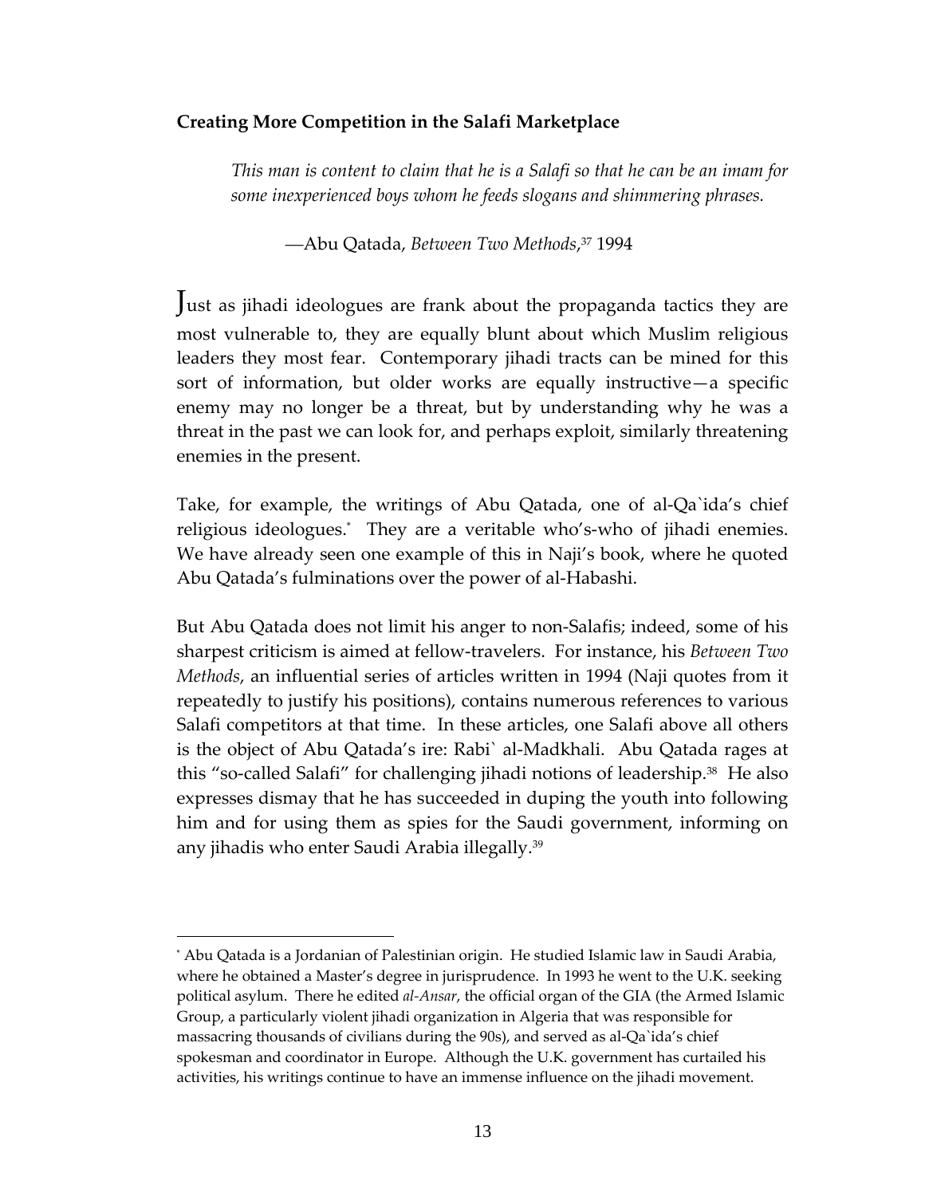### Creating More Competition in the Salafi Marketplace

> *This man is content to claim that he is a Salafi so that he can be an imam for some inexperienced boys whom he feeds slogans and shimmering phrases.*
>
> —Abu Qatada, *Between Two Methods*,[37] 1994

Just as jihadi ideologues are frank about the propaganda tactics they are most vulnerable to, they are equally blunt about which Muslim religious leaders they most fear. Contemporary jihadi tracts can be mined for this sort of information, but older works are equally instructive—a specific enemy may no longer be a threat, but by understanding why he was a threat in the past we can look for, and perhaps exploit, similarly threatening enemies in the present.

Take, for example, the writings of Abu Qatada, one of al-Qa`ida's chief religious ideologues.[*] They are a veritable who's-who of jihadi enemies. We have already seen one example of this in Naji's book, where he quoted Abu Qatada's fulminations over the power of al-Habashi.

But Abu Qatada does not limit his anger to non-Salafis; indeed, some of his sharpest criticism is aimed at fellow-travelers. For instance, his *Between Two Methods*, an influential series of articles written in 1994 (Naji quotes from it repeatedly to justify his positions), contains numerous references to various Salafi competitors at that time. In these articles, one Salafi above all others is the object of Abu Qatada's ire: Rabi` al-Madkhali. Abu Qatada rages at this "so-called Salafi" for challenging jihadi notions of leadership.[38] He also expresses dismay that he has succeeded in duping the youth into following him and for using them as spies for the Saudi government, informing on any jihadis who enter Saudi Arabia illegally.[39]

---

[*] Abu Qatada is a Jordanian of Palestinian origin. He studied Islamic law in Saudi Arabia, where he obtained a Master's degree in jurisprudence. In 1993 he went to the U.K. seeking political asylum. There he edited *al-Ansar*, the official organ of the GIA (the Armed Islamic Group, a particularly violent jihadi organization in Algeria that was responsible for massacring thousands of civilians during the 90s), and served as al-Qa`ida's chief spokesman and coordinator in Europe. Although the U.K. government has curtailed his activities, his writings continue to have an immense influence on the jihadi movement.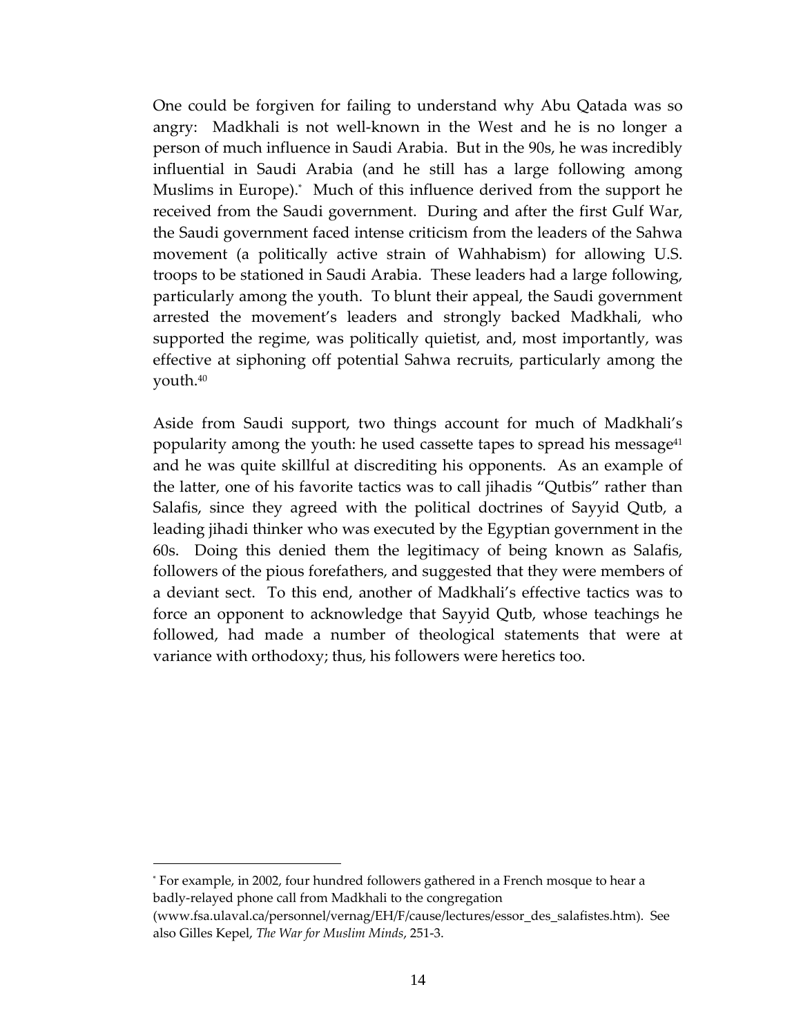One could be forgiven for failing to understand why Abu Qatada was so angry: Madkhali is not well-known in the West and he is no longer a person of much influence in Saudi Arabia. But in the 90s, he was incredibly influential in Saudi Arabia (and he still has a large following among Muslims in Europe).[*] Much of this influence derived from the support he received from the Saudi government. During and after the first Gulf War, the Saudi government faced intense criticism from the leaders of the Sahwa movement (a politically active strain of Wahhabism) for allowing U.S. troops to be stationed in Saudi Arabia. These leaders had a large following, particularly among the youth. To blunt their appeal, the Saudi government arrested the movement's leaders and strongly backed Madkhali, who supported the regime, was politically quietist, and, most importantly, was effective at siphoning off potential Sahwa recruits, particularly among the youth.[40]

Aside from Saudi support, two things account for much of Madkhali's popularity among the youth: he used cassette tapes to spread his message[41] and he was quite skillful at discrediting his opponents. As an example of the latter, one of his favorite tactics was to call jihadis "Qutbis" rather than Salafis, since they agreed with the political doctrines of Sayyid Qutb, a leading jihadi thinker who was executed by the Egyptian government in the 60s. Doing this denied them the legitimacy of being known as Salafis, followers of the pious forefathers, and suggested that they were members of a deviant sect. To this end, another of Madkhali's effective tactics was to force an opponent to acknowledge that Sayyid Qutb, whose teachings he followed, had made a number of theological statements that were at variance with orthodoxy; thus, his followers were heretics too.

---

[*] For example, in 2002, four hundred followers gathered in a French mosque to hear a badly-relayed phone call from Madkhali to the congregation (www.fsa.ulaval.ca/personnel/vernag/EH/F/cause/lectures/essor_des_salafistes.htm). See also Gilles Kepel, *The War for Muslim Minds*, 251-3.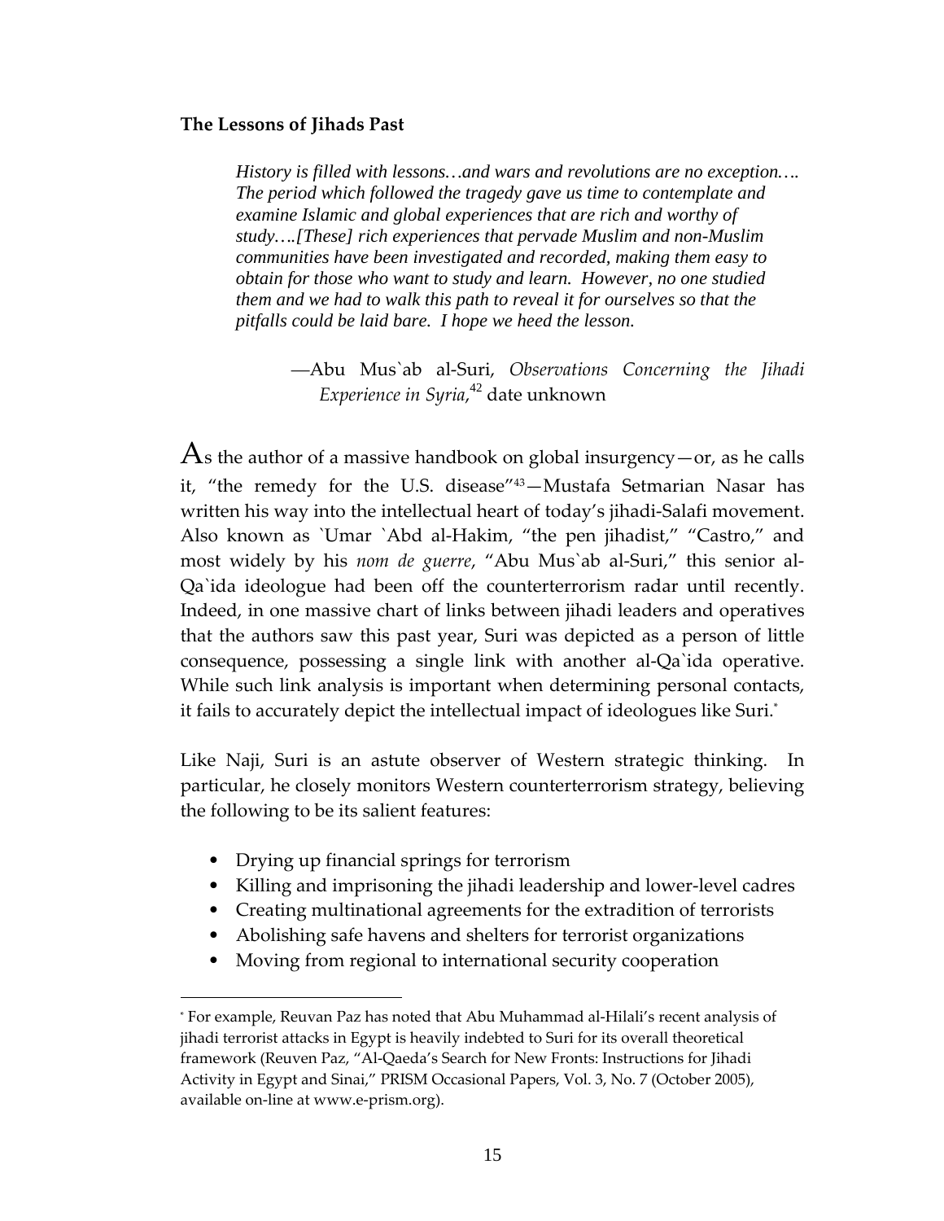**The Lessons of Jihads Past**

> *History is filled with lessons…and wars and revolutions are no exception…. The period which followed the tragedy gave us time to contemplate and examine Islamic and global experiences that are rich and worthy of study….[These] rich experiences that pervade Muslim and non-Muslim communities have been investigated and recorded, making them easy to obtain for those who want to study and learn. However, no one studied them and we had to walk this path to reveal it for ourselves so that the pitfalls could be laid bare. I hope we heed the lesson.*
>
> —Abu Mus`ab al-Suri, *Observations Concerning the Jihadi Experience in Syria*,[42] date unknown

As the author of a massive handbook on global insurgency—or, as he calls it, "the remedy for the U.S. disease"[43]—Mustafa Setmarian Nasar has written his way into the intellectual heart of today's jihadi-Salafi movement. Also known as `Umar `Abd al-Hakim, "the pen jihadist," "Castro," and most widely by his *nom de guerre*, "Abu Mus`ab al-Suri," this senior al-Qa`ida ideologue had been off the counterterrorism radar until recently. Indeed, in one massive chart of links between jihadi leaders and operatives that the authors saw this past year, Suri was depicted as a person of little consequence, possessing a single link with another al-Qa`ida operative. While such link analysis is important when determining personal contacts, it fails to accurately depict the intellectual impact of ideologues like Suri.[*]

Like Naji, Suri is an astute observer of Western strategic thinking. In particular, he closely monitors Western counterterrorism strategy, believing the following to be its salient features:

- Drying up financial springs for terrorism
- Killing and imprisoning the jihadi leadership and lower-level cadres
- Creating multinational agreements for the extradition of terrorists
- Abolishing safe havens and shelters for terrorist organizations
- Moving from regional to international security cooperation

[*] For example, Reuvan Paz has noted that Abu Muhammad al-Hilali's recent analysis of jihadi terrorist attacks in Egypt is heavily indebted to Suri for its overall theoretical framework (Reuven Paz, "Al-Qaeda's Search for New Fronts: Instructions for Jihadi Activity in Egypt and Sinai," PRISM Occasional Papers, Vol. 3, No. 7 (October 2005), available on-line at www.e-prism.org).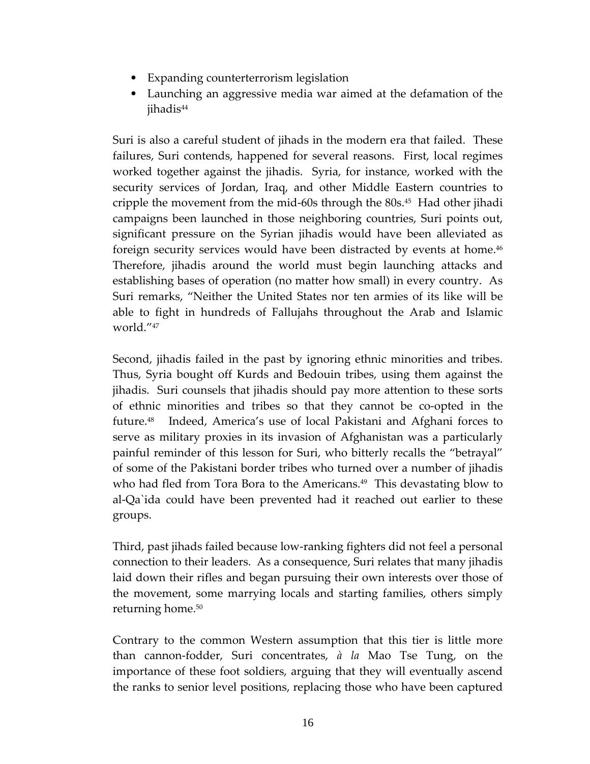- Expanding counterterrorism legislation
- Launching an aggressive media war aimed at the defamation of the jihadis[44]

Suri is also a careful student of jihads in the modern era that failed. These failures, Suri contends, happened for several reasons. First, local regimes worked together against the jihadis. Syria, for instance, worked with the security services of Jordan, Iraq, and other Middle Eastern countries to cripple the movement from the mid-60s through the 80s.[45] Had other jihadi campaigns been launched in those neighboring countries, Suri points out, significant pressure on the Syrian jihadis would have been alleviated as foreign security services would have been distracted by events at home.[46] Therefore, jihadis around the world must begin launching attacks and establishing bases of operation (no matter how small) in every country. As Suri remarks, "Neither the United States nor ten armies of its like will be able to fight in hundreds of Fallujahs throughout the Arab and Islamic world."[47]

Second, jihadis failed in the past by ignoring ethnic minorities and tribes. Thus, Syria bought off Kurds and Bedouin tribes, using them against the jihadis. Suri counsels that jihadis should pay more attention to these sorts of ethnic minorities and tribes so that they cannot be co-opted in the future.[48] Indeed, America's use of local Pakistani and Afghani forces to serve as military proxies in its invasion of Afghanistan was a particularly painful reminder of this lesson for Suri, who bitterly recalls the "betrayal" of some of the Pakistani border tribes who turned over a number of jihadis who had fled from Tora Bora to the Americans.[49] This devastating blow to al-Qa`ida could have been prevented had it reached out earlier to these groups.

Third, past jihads failed because low-ranking fighters did not feel a personal connection to their leaders. As a consequence, Suri relates that many jihadis laid down their rifles and began pursuing their own interests over those of the movement, some marrying locals and starting families, others simply returning home.[50]

Contrary to the common Western assumption that this tier is little more than cannon-fodder, Suri concentrates, *à la* Mao Tse Tung, on the importance of these foot soldiers, arguing that they will eventually ascend the ranks to senior level positions, replacing those who have been captured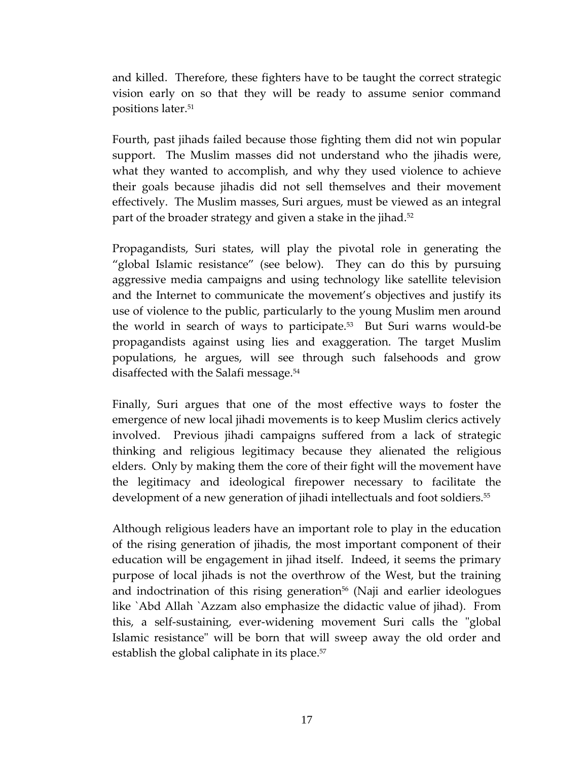and killed. Therefore, these fighters have to be taught the correct strategic vision early on so that they will be ready to assume senior command positions later.[51]

Fourth, past jihads failed because those fighting them did not win popular support. The Muslim masses did not understand who the jihadis were, what they wanted to accomplish, and why they used violence to achieve their goals because jihadis did not sell themselves and their movement effectively. The Muslim masses, Suri argues, must be viewed as an integral part of the broader strategy and given a stake in the jihad.[52]

Propagandists, Suri states, will play the pivotal role in generating the "global Islamic resistance" (see below). They can do this by pursuing aggressive media campaigns and using technology like satellite television and the Internet to communicate the movement's objectives and justify its use of violence to the public, particularly to the young Muslim men around the world in search of ways to participate.[53] But Suri warns would-be propagandists against using lies and exaggeration. The target Muslim populations, he argues, will see through such falsehoods and grow disaffected with the Salafi message.[54]

Finally, Suri argues that one of the most effective ways to foster the emergence of new local jihadi movements is to keep Muslim clerics actively involved. Previous jihadi campaigns suffered from a lack of strategic thinking and religious legitimacy because they alienated the religious elders. Only by making them the core of their fight will the movement have the legitimacy and ideological firepower necessary to facilitate the development of a new generation of jihadi intellectuals and foot soldiers.[55]

Although religious leaders have an important role to play in the education of the rising generation of jihadis, the most important component of their education will be engagement in jihad itself. Indeed, it seems the primary purpose of local jihads is not the overthrow of the West, but the training and indoctrination of this rising generation[56] (Naji and earlier ideologues like `Abd Allah `Azzam also emphasize the didactic value of jihad). From this, a self-sustaining, ever-widening movement Suri calls the "global Islamic resistance" will be born that will sweep away the old order and establish the global caliphate in its place.[57]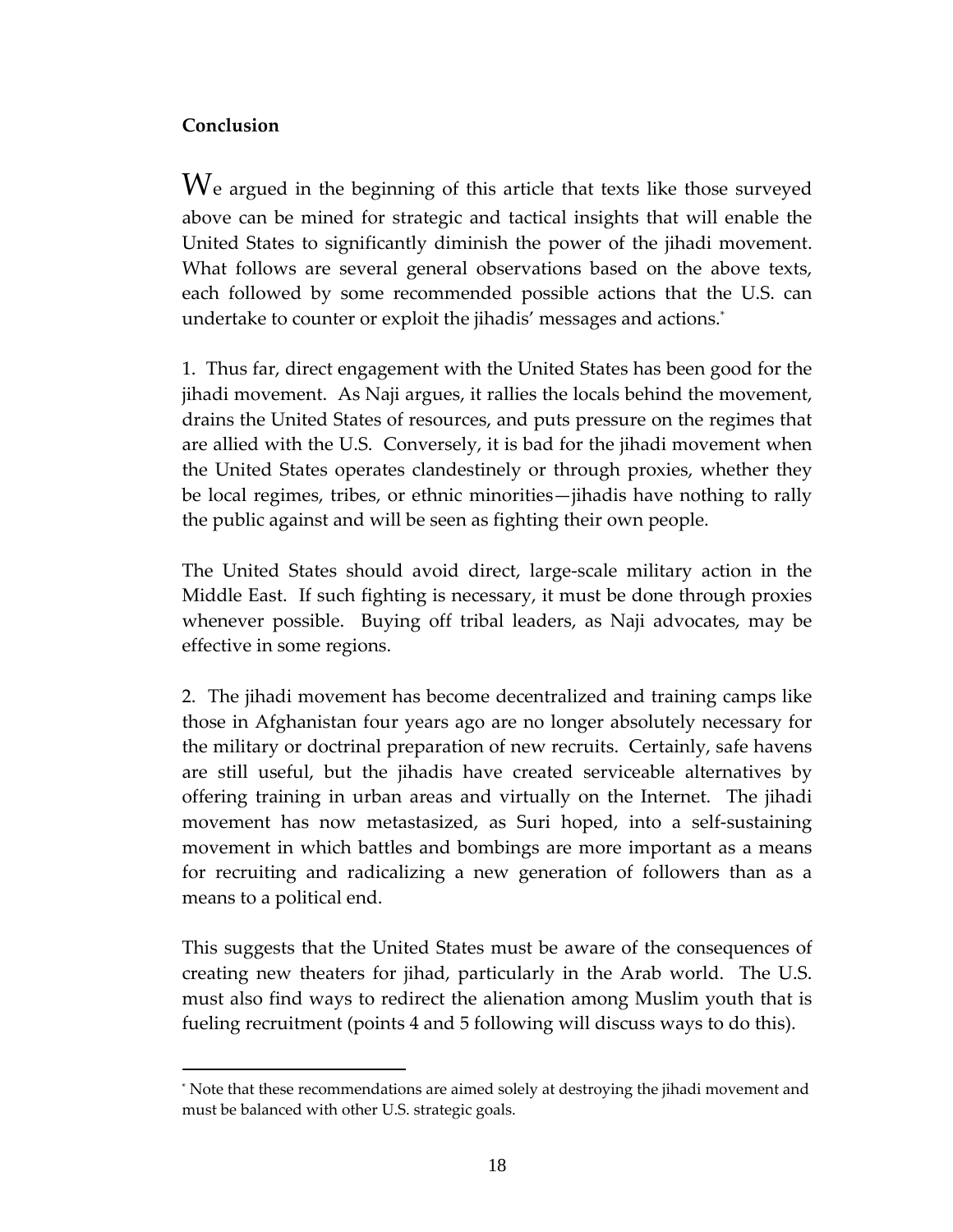## Conclusion

We argued in the beginning of this article that texts like those surveyed above can be mined for strategic and tactical insights that will enable the United States to significantly diminish the power of the jihadi movement. What follows are several general observations based on the above texts, each followed by some recommended possible actions that the U.S. can undertake to counter or exploit the jihadis' messages and actions.[*]

1. Thus far, direct engagement with the United States has been good for the jihadi movement. As Naji argues, it rallies the locals behind the movement, drains the United States of resources, and puts pressure on the regimes that are allied with the U.S. Conversely, it is bad for the jihadi movement when the United States operates clandestinely or through proxies, whether they be local regimes, tribes, or ethnic minorities—jihadis have nothing to rally the public against and will be seen as fighting their own people.

The United States should avoid direct, large-scale military action in the Middle East. If such fighting is necessary, it must be done through proxies whenever possible. Buying off tribal leaders, as Naji advocates, may be effective in some regions.

2. The jihadi movement has become decentralized and training camps like those in Afghanistan four years ago are no longer absolutely necessary for the military or doctrinal preparation of new recruits. Certainly, safe havens are still useful, but the jihadis have created serviceable alternatives by offering training in urban areas and virtually on the Internet. The jihadi movement has now metastasized, as Suri hoped, into a self-sustaining movement in which battles and bombings are more important as a means for recruiting and radicalizing a new generation of followers than as a means to a political end.

This suggests that the United States must be aware of the consequences of creating new theaters for jihad, particularly in the Arab world. The U.S. must also find ways to redirect the alienation among Muslim youth that is fueling recruitment (points 4 and 5 following will discuss ways to do this).

---

[*] Note that these recommendations are aimed solely at destroying the jihadi movement and must be balanced with other U.S. strategic goals.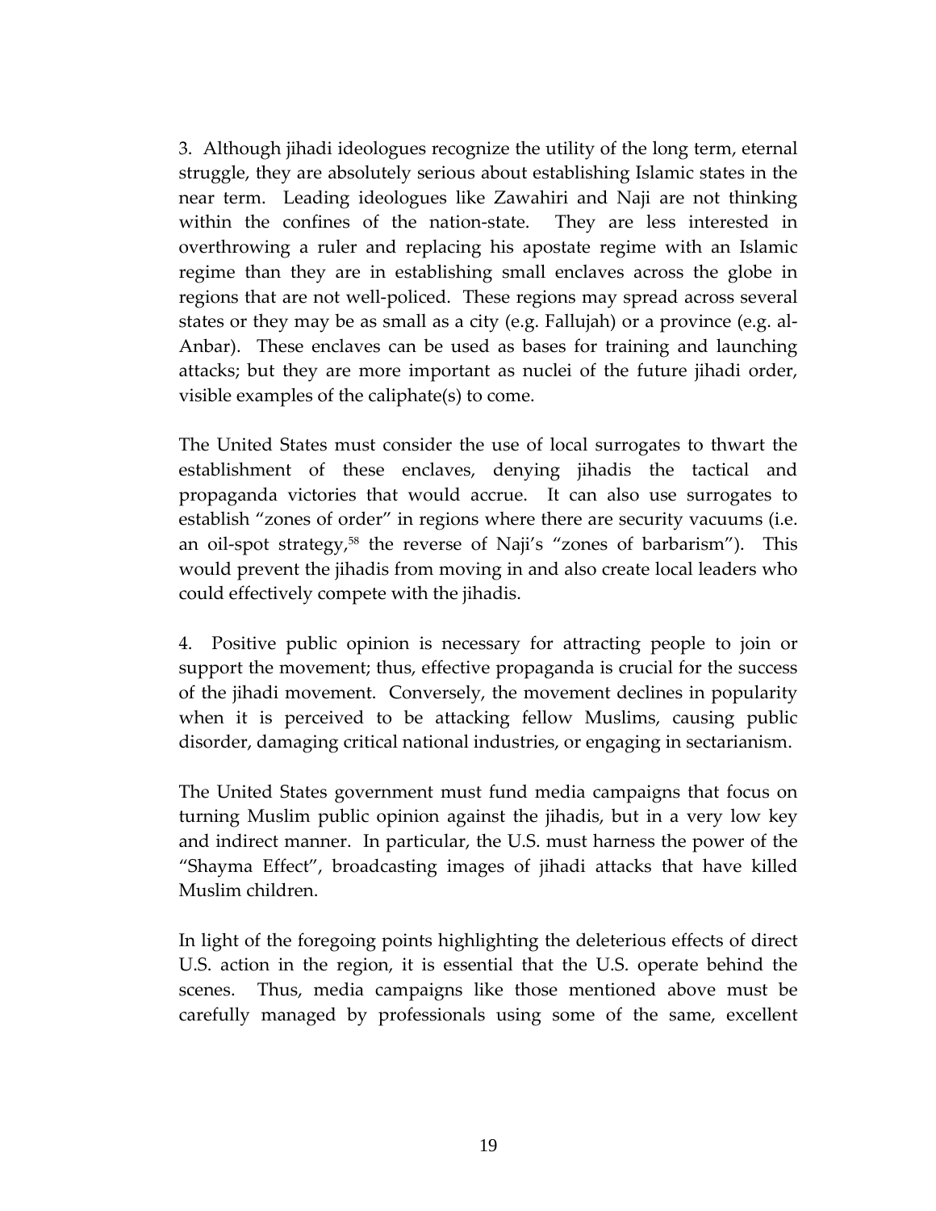3. Although jihadi ideologues recognize the utility of the long term, eternal struggle, they are absolutely serious about establishing Islamic states in the near term. Leading ideologues like Zawahiri and Naji are not thinking within the confines of the nation-state. They are less interested in overthrowing a ruler and replacing his apostate regime with an Islamic regime than they are in establishing small enclaves across the globe in regions that are not well-policed. These regions may spread across several states or they may be as small as a city (e.g. Fallujah) or a province (e.g. al-Anbar). These enclaves can be used as bases for training and launching attacks; but they are more important as nuclei of the future jihadi order, visible examples of the caliphate(s) to come.

The United States must consider the use of local surrogates to thwart the establishment of these enclaves, denying jihadis the tactical and propaganda victories that would accrue. It can also use surrogates to establish "zones of order" in regions where there are security vacuums (i.e. an oil-spot strategy,[58] the reverse of Naji's "zones of barbarism"). This would prevent the jihadis from moving in and also create local leaders who could effectively compete with the jihadis.

4. Positive public opinion is necessary for attracting people to join or support the movement; thus, effective propaganda is crucial for the success of the jihadi movement. Conversely, the movement declines in popularity when it is perceived to be attacking fellow Muslims, causing public disorder, damaging critical national industries, or engaging in sectarianism.

The United States government must fund media campaigns that focus on turning Muslim public opinion against the jihadis, but in a very low key and indirect manner. In particular, the U.S. must harness the power of the "Shayma Effect", broadcasting images of jihadi attacks that have killed Muslim children.

In light of the foregoing points highlighting the deleterious effects of direct U.S. action in the region, it is essential that the U.S. operate behind the scenes. Thus, media campaigns like those mentioned above must be carefully managed by professionals using some of the same, excellent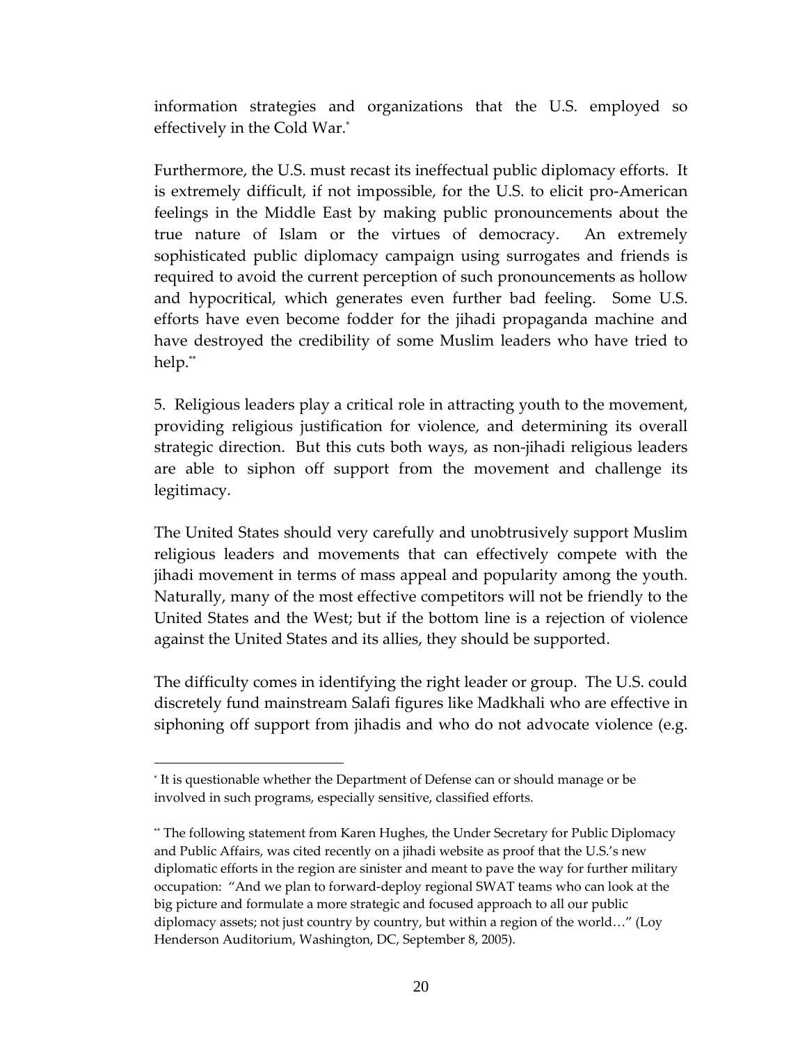information strategies and organizations that the U.S. employed so effectively in the Cold War.[*]

Furthermore, the U.S. must recast its ineffectual public diplomacy efforts. It is extremely difficult, if not impossible, for the U.S. to elicit pro-American feelings in the Middle East by making public pronouncements about the true nature of Islam or the virtues of democracy. An extremely sophisticated public diplomacy campaign using surrogates and friends is required to avoid the current perception of such pronouncements as hollow and hypocritical, which generates even further bad feeling. Some U.S. efforts have even become fodder for the jihadi propaganda machine and have destroyed the credibility of some Muslim leaders who have tried to help.[**]

5. Religious leaders play a critical role in attracting youth to the movement, providing religious justification for violence, and determining its overall strategic direction. But this cuts both ways, as non-jihadi religious leaders are able to siphon off support from the movement and challenge its legitimacy.

The United States should very carefully and unobtrusively support Muslim religious leaders and movements that can effectively compete with the jihadi movement in terms of mass appeal and popularity among the youth. Naturally, many of the most effective competitors will not be friendly to the United States and the West; but if the bottom line is a rejection of violence against the United States and its allies, they should be supported.

The difficulty comes in identifying the right leader or group. The U.S. could discretely fund mainstream Salafi figures like Madkhali who are effective in siphoning off support from jihadis and who do not advocate violence (e.g.

---

[*] It is questionable whether the Department of Defense can or should manage or be involved in such programs, especially sensitive, classified efforts.

[**] The following statement from Karen Hughes, the Under Secretary for Public Diplomacy and Public Affairs, was cited recently on a jihadi website as proof that the U.S.'s new diplomatic efforts in the region are sinister and meant to pave the way for further military occupation: "And we plan to forward-deploy regional SWAT teams who can look at the big picture and formulate a more strategic and focused approach to all our public diplomacy assets; not just country by country, but within a region of the world…" (Loy Henderson Auditorium, Washington, DC, September 8, 2005).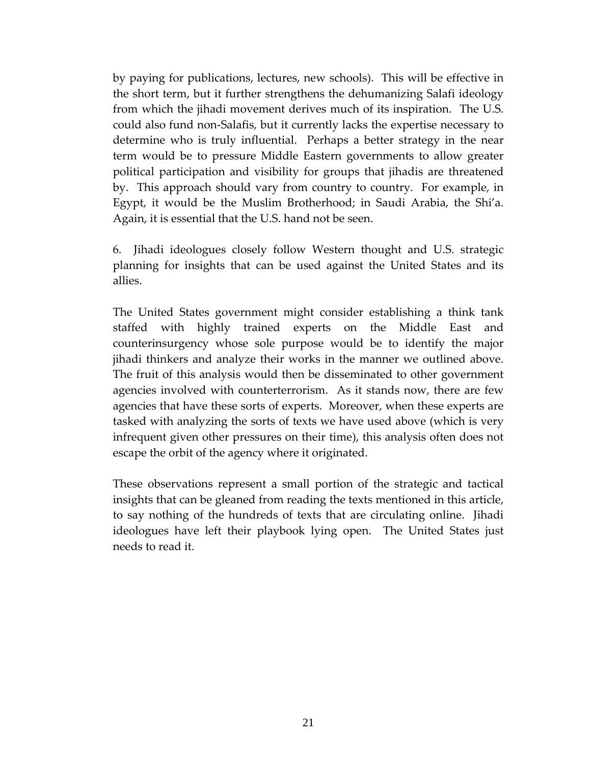by paying for publications, lectures, new schools). This will be effective in the short term, but it further strengthens the dehumanizing Salafi ideology from which the jihadi movement derives much of its inspiration. The U.S. could also fund non-Salafis, but it currently lacks the expertise necessary to determine who is truly influential. Perhaps a better strategy in the near term would be to pressure Middle Eastern governments to allow greater political participation and visibility for groups that jihadis are threatened by. This approach should vary from country to country. For example, in Egypt, it would be the Muslim Brotherhood; in Saudi Arabia, the Shi'a. Again, it is essential that the U.S. hand not be seen.

6. Jihadi ideologues closely follow Western thought and U.S. strategic planning for insights that can be used against the United States and its allies.

The United States government might consider establishing a think tank staffed with highly trained experts on the Middle East and counterinsurgency whose sole purpose would be to identify the major jihadi thinkers and analyze their works in the manner we outlined above. The fruit of this analysis would then be disseminated to other government agencies involved with counterterrorism. As it stands now, there are few agencies that have these sorts of experts. Moreover, when these experts are tasked with analyzing the sorts of texts we have used above (which is very infrequent given other pressures on their time), this analysis often does not escape the orbit of the agency where it originated.

These observations represent a small portion of the strategic and tactical insights that can be gleaned from reading the texts mentioned in this article, to say nothing of the hundreds of texts that are circulating online. Jihadi ideologues have left their playbook lying open. The United States just needs to read it.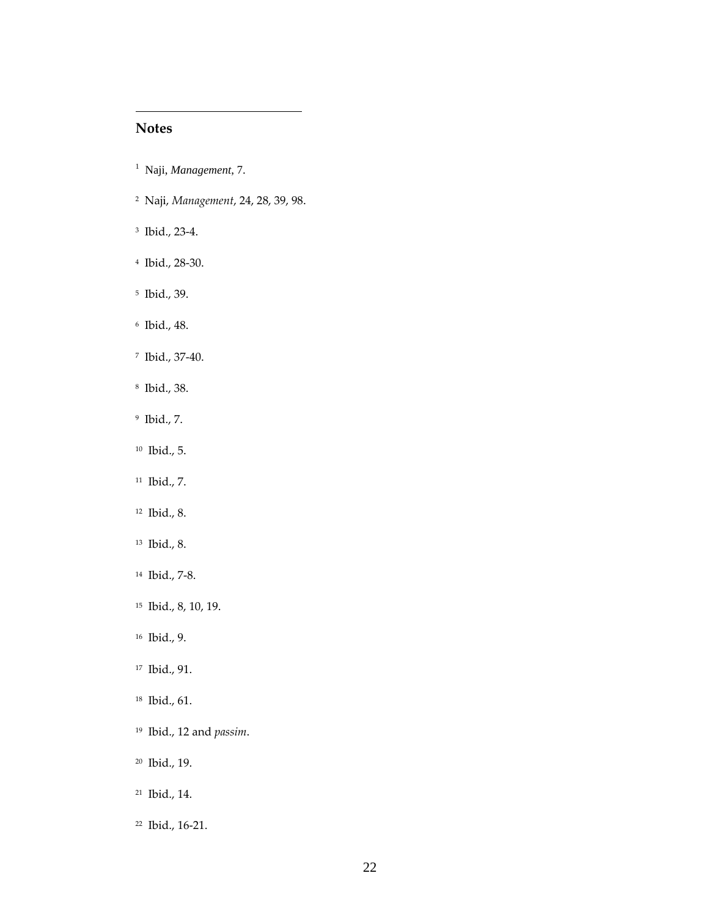## Notes

[1] Naji, *Management*, 7.

[2] Naji, *Management*, 24, 28, 39, 98.

[3] Ibid., 23-4.

[4] Ibid., 28-30.

[5] Ibid., 39.

[6] Ibid., 48.

[7] Ibid., 37-40.

[8] Ibid., 38.

[9] Ibid., 7.

[10] Ibid., 5.

[11] Ibid., 7.

[12] Ibid., 8.

[13] Ibid., 8.

[14] Ibid., 7-8.

[15] Ibid., 8, 10, 19.

[16] Ibid., 9.

[17] Ibid., 91.

[18] Ibid., 61.

[19] Ibid., 12 and *passim*.

[20] Ibid., 19.

[21] Ibid., 14.

[22] Ibid., 16-21.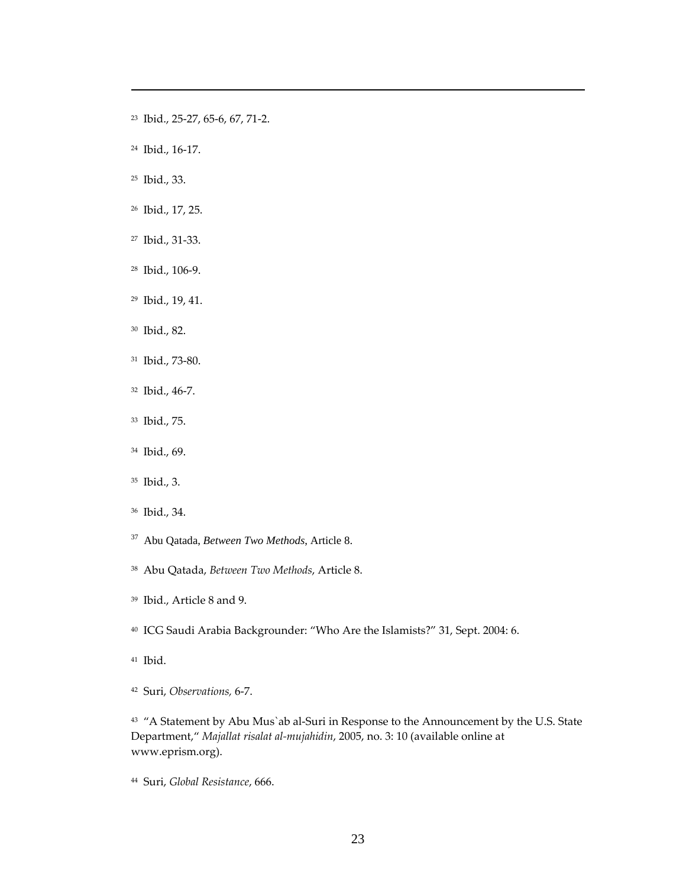[23] Ibid., 25-27, 65-6, 67, 71-2.

[24] Ibid., 16-17.

[25] Ibid., 33.

[26] Ibid., 17, 25.

[27] Ibid., 31-33.

[28] Ibid., 106-9.

[29] Ibid., 19, 41.

[30] Ibid., 82.

[31] Ibid., 73-80.

[32] Ibid., 46-7.

[33] Ibid., 75.

[34] Ibid., 69.

[35] Ibid., 3.

[36] Ibid., 34.

[37] Abu Qatada, *Between Two Methods*, Article 8.

[38] Abu Qatada, *Between Two Methods*, Article 8.

[39] Ibid., Article 8 and 9.

[40] ICG Saudi Arabia Backgrounder: "Who Are the Islamists?" 31, Sept. 2004: 6.

[41] Ibid.

[42] Suri, *Observations,* 6-7.

[43] "A Statement by Abu Mus`ab al-Suri in Response to the Announcement by the U.S. State Department," *Majallat risalat al-mujahidin*, 2005, no. 3: 10 (available online at www.eprism.org).

[44] Suri, *Global Resistance*, 666.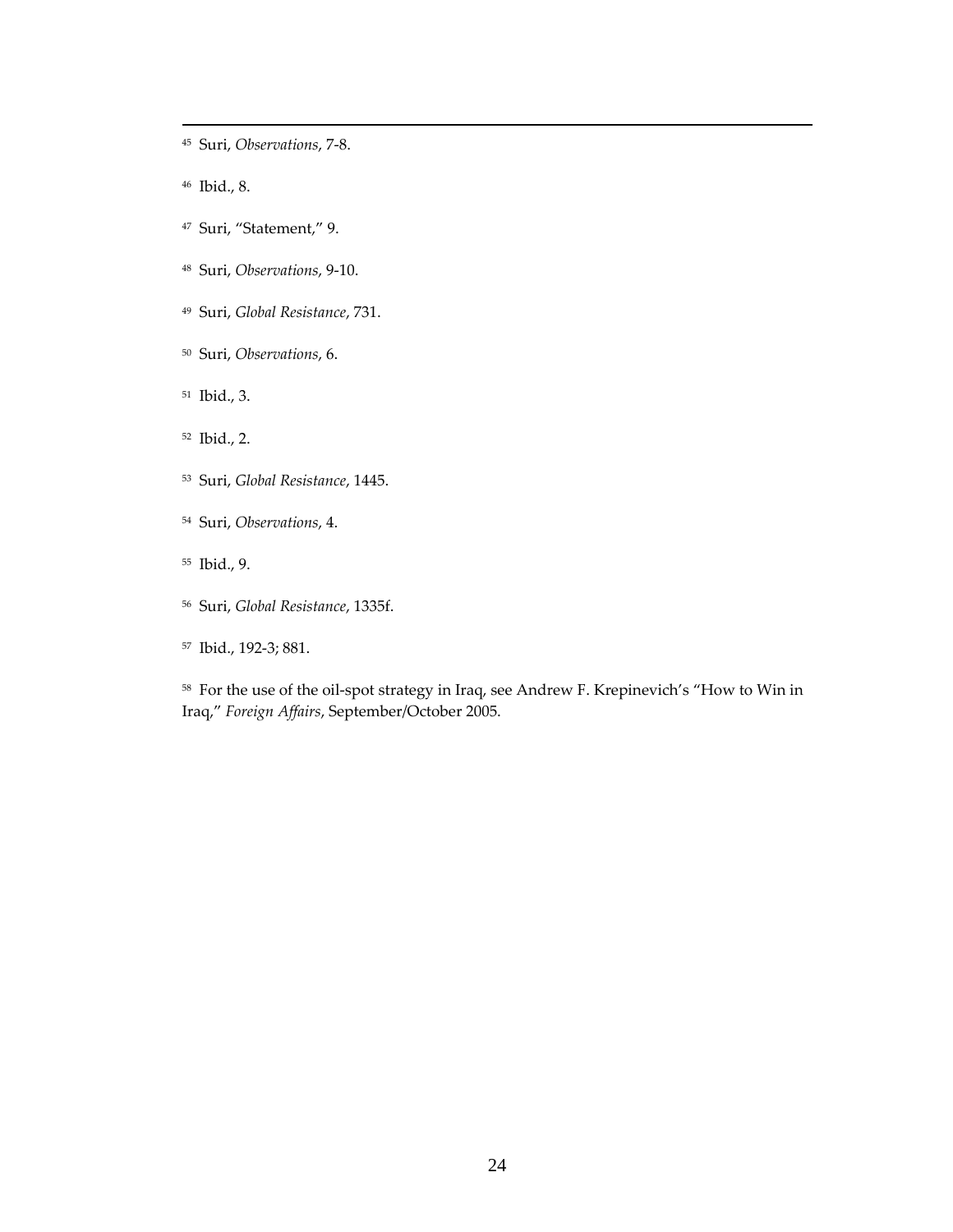[45] Suri, *Observations*, 7-8.

[46] Ibid., 8.

[47] Suri, "Statement," 9.

[48] Suri, *Observations*, 9-10.

[49] Suri, *Global Resistance*, 731.

[50] Suri, *Observations*, 6.

[51] Ibid., 3.

[52] Ibid., 2.

[53] Suri, *Global Resistance*, 1445.

[54] Suri, *Observations*, 4.

[55] Ibid., 9.

[56] Suri, *Global Resistance*, 1335f.

[57] Ibid., 192-3; 881.

[58] For the use of the oil-spot strategy in Iraq, see Andrew F. Krepinevich's "How to Win in Iraq," *Foreign Affairs*, September/October 2005.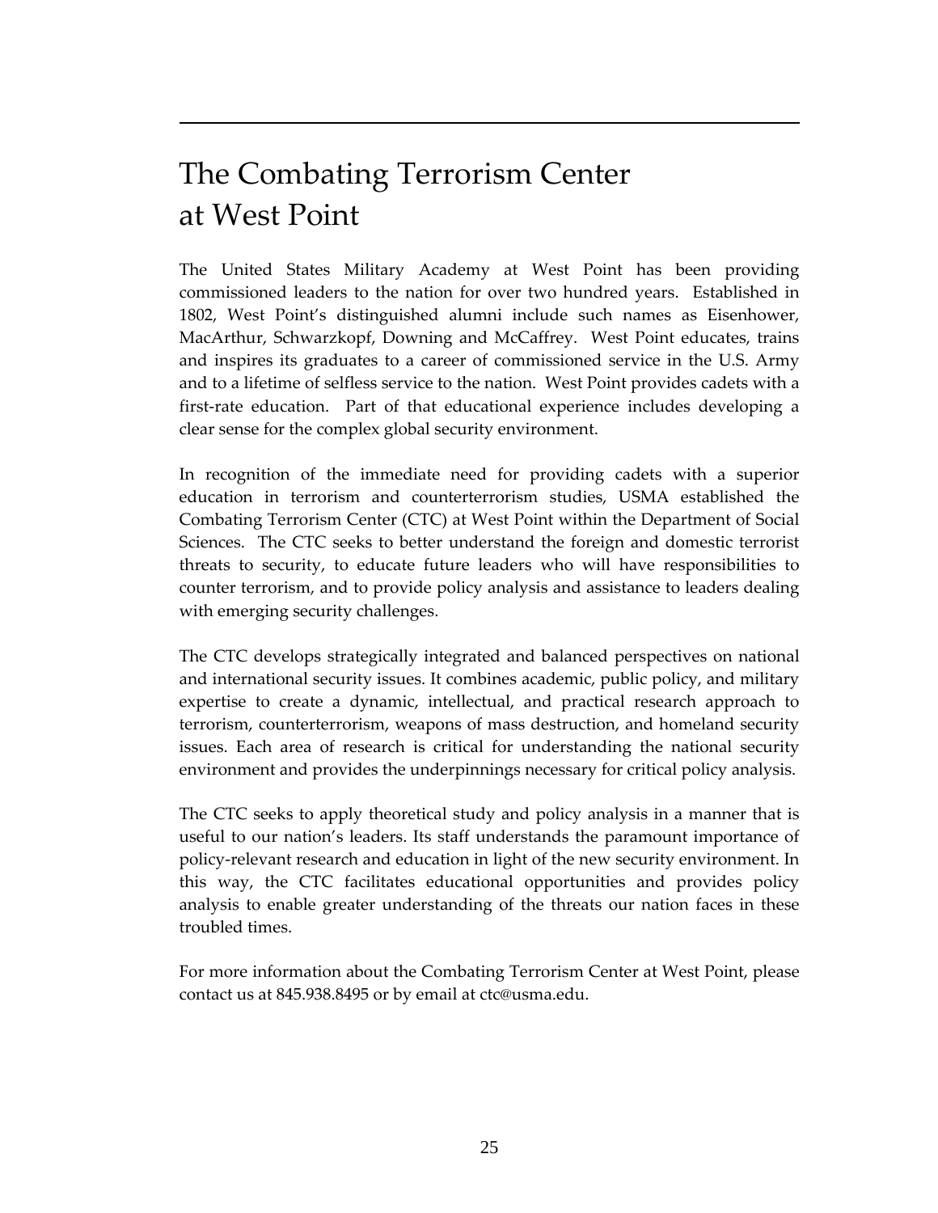# The Combating Terrorism Center at West Point

The United States Military Academy at West Point has been providing commissioned leaders to the nation for over two hundred years. Established in 1802, West Point's distinguished alumni include such names as Eisenhower, MacArthur, Schwarzkopf, Downing and McCaffrey. West Point educates, trains and inspires its graduates to a career of commissioned service in the U.S. Army and to a lifetime of selfless service to the nation. West Point provides cadets with a first-rate education. Part of that educational experience includes developing a clear sense for the complex global security environment.

In recognition of the immediate need for providing cadets with a superior education in terrorism and counterterrorism studies, USMA established the Combating Terrorism Center (CTC) at West Point within the Department of Social Sciences. The CTC seeks to better understand the foreign and domestic terrorist threats to security, to educate future leaders who will have responsibilities to counter terrorism, and to provide policy analysis and assistance to leaders dealing with emerging security challenges.

The CTC develops strategically integrated and balanced perspectives on national and international security issues. It combines academic, public policy, and military expertise to create a dynamic, intellectual, and practical research approach to terrorism, counterterrorism, weapons of mass destruction, and homeland security issues. Each area of research is critical for understanding the national security environment and provides the underpinnings necessary for critical policy analysis.

The CTC seeks to apply theoretical study and policy analysis in a manner that is useful to our nation's leaders. Its staff understands the paramount importance of policy-relevant research and education in light of the new security environment. In this way, the CTC facilitates educational opportunities and provides policy analysis to enable greater understanding of the threats our nation faces in these troubled times.

For more information about the Combating Terrorism Center at West Point, please contact us at 845.938.8495 or by email at ctc@usma.edu.